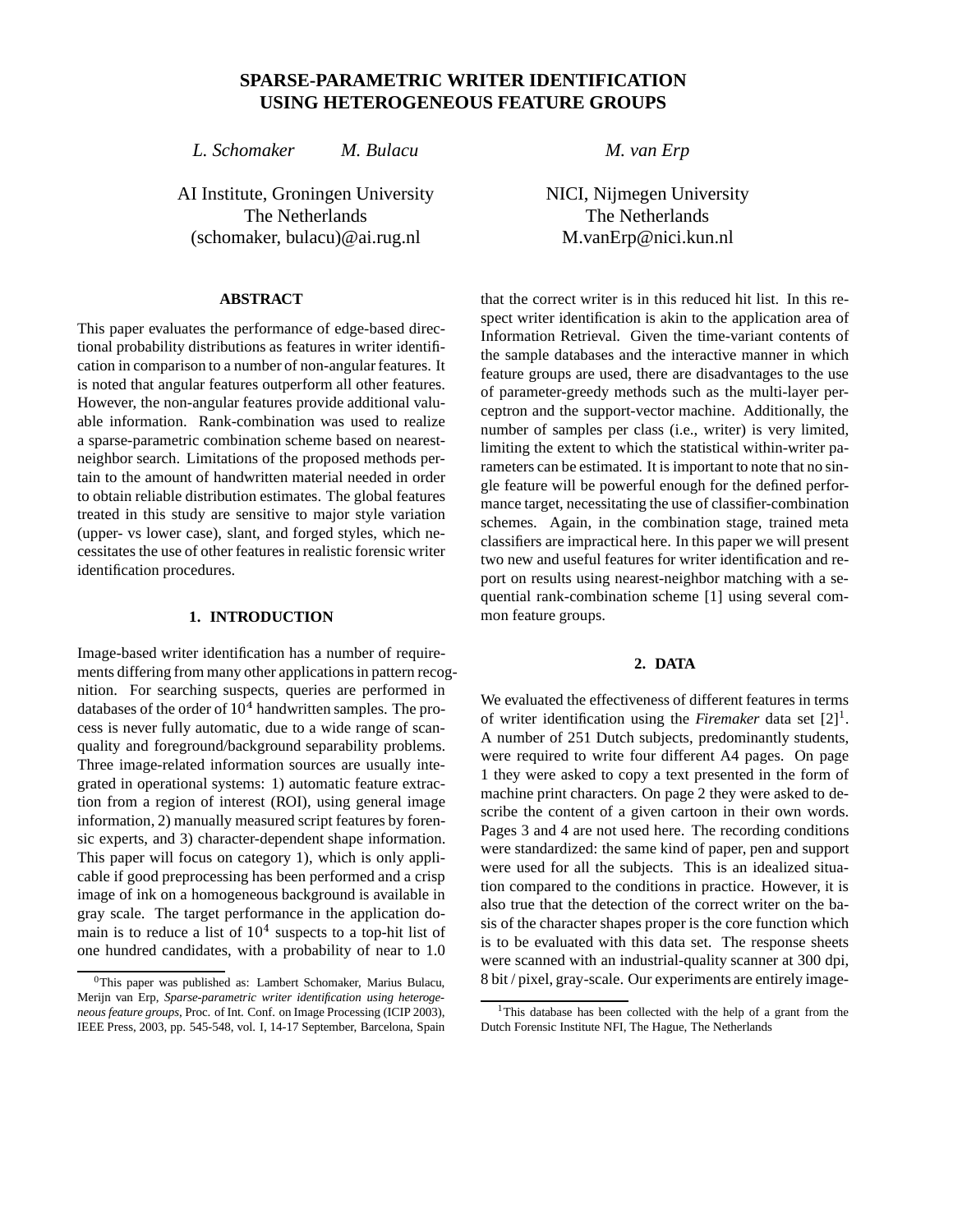# SPARSE-PARAMETRIC WRITER IDENTIFICATION USING HETEROGENEOUS FEATURE GROUPS

*L. Schomaker* *M. Bulacu*

AI Institute, Groningen University
The Netherlands
(schomaker, bulacu)@ai.rug.nl

*M. van Erp*

NICI, Nijmegen University
The Netherlands
M.vanErp@nici.kun.nl

### ABSTRACT

This paper evaluates the performance of edge-based directional probability distributions as features in writer identification in comparison to a number of non-angular features. It is noted that angular features outperform all other features. However, the non-angular features provide additional valuable information. Rank-combination was used to realize a sparse-parametric combination scheme based on nearest-neighbor search. Limitations of the proposed methods pertain to the amount of handwritten material needed in order to obtain reliable distribution estimates. The global features treated in this study are sensitive to major style variation (upper- vs lower case), slant, and forged styles, which necessitates the use of other features in realistic forensic writer identification procedures.

## 1. INTRODUCTION

Image-based writer identification has a number of requirements differing from many other applications in pattern recognition. For searching suspects, queries are performed in databases of the order of $10^4$ handwritten samples. The process is never fully automatic, due to a wide range of scan-quality and foreground/background separability problems. Three image-related information sources are usually integrated in operational systems: 1) automatic feature extraction from a region of interest (ROI), using general image information, 2) manually measured script features by forensic experts, and 3) character-dependent shape information. This paper will focus on category 1), which is only applicable if good preprocessing has been performed and a crisp image of ink on a homogeneous background is available in gray scale. The target performance in the application domain is to reduce a list of $10^4$ suspects to a top-hit list of one hundred candidates, with a probability of near to 1.0 that the correct writer is in this reduced hit list. In this respect writer identification is akin to the application area of Information Retrieval. Given the time-variant contents of the sample databases and the interactive manner in which feature groups are used, there are disadvantages to the use of parameter-greedy methods such as the multi-layer perceptron and the support-vector machine. Additionally, the number of samples per class (i.e., writer) is very limited, limiting the extent to which the statistical within-writer parameters can be estimated. It is important to note that no single feature will be powerful enough for the defined performance target, necessitating the use of classifier-combination schemes. Again, in the combination stage, trained meta classifiers are impractical here. In this paper we will present two new and useful features for writer identification and report on results using nearest-neighbor matching with a sequential rank-combination scheme [1] using several common feature groups.

## 2. DATA

We evaluated the effectiveness of different features in terms of writer identification using the *Firemaker* data set [2][1]. A number of 251 Dutch subjects, predominantly students, were required to write four different A4 pages. On page 1 they were asked to copy a text presented in the form of machine print characters. On page 2 they were asked to describe the content of a given cartoon in their own words. Pages 3 and 4 are not used here. The recording conditions were standardized: the same kind of paper, pen and support were used for all the subjects. This is an idealized situation compared to the conditions in practice. However, it is also true that the detection of the correct writer on the basis of the character shapes proper is the core function which is to be evaluated with this data set. The response sheets were scanned with an industrial-quality scanner at 300 dpi, 8 bit / pixel, gray-scale. Our experiments are entirely image-

[0] This paper was published as: Lambert Schomaker, Marius Bulacu, Merijn van Erp, *Sparse-parametric writer identification using heterogeneous feature groups*, Proc. of Int. Conf. on Image Processing (ICIP 2003), IEEE Press, 2003, pp. 545-548, vol. I, 14-17 September, Barcelona, Spain

[1] This database has been collected with the help of a grant from the Dutch Forensic Institute NFI, The Hague, The Netherlands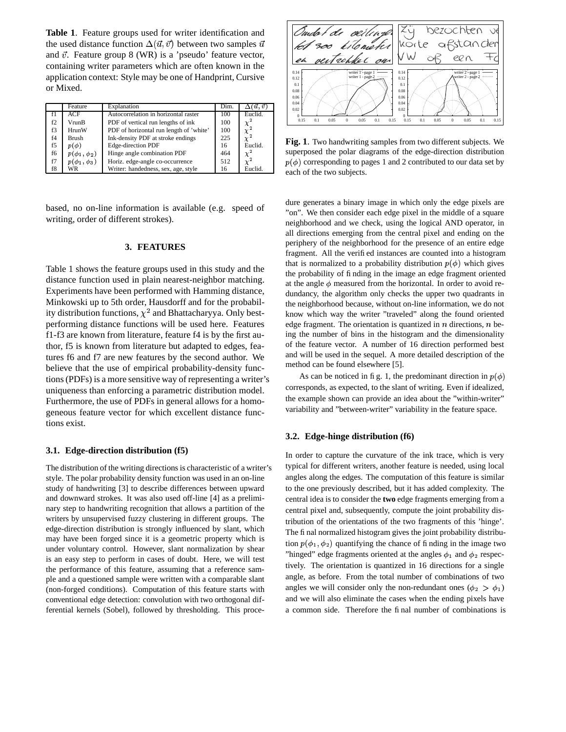**Table 1**. Feature groups used for writer identification and the used distance function $\Delta(\vec{u}, \vec{v})$ between two samples $\vec{u}$ and $\vec{v}$. Feature group 8 (WR) is a 'pseudo' feature vector, containing writer parameters which are often known in the application context: Style may be one of Handprint, Cursive or Mixed.

| | Feature | Explanation | Dim. | $\Delta(\vec{u}, \vec{v})$ |
|---|---|---|---|---|
| f1 | ACF | Autocorrelation in horizontal raster | 100 | Euclid. |
| f2 | VrunB | PDF of vertical run lengths of ink | 100 | $\chi^2$ |
| f3 | HrunW | PDF of horizontal run length of 'white' | 100 | $\chi^2$ |
| f4 | Brush | Ink-density PDF at stroke endings | 225 | $\chi^2$ |
| f5 | $p(\phi)$ | Edge-direction PDF | 16 | Euclid. |
| f6 | $p(\phi_1, \phi_2)$ | Hinge angle combination PDF | 464 | $\chi^2$ |
| f7 | $p(\phi_1, \phi_3)$ | Horiz. edge-angle co-occurrence | 512 | $\chi^2$ |
| f8 | WR | Writer: handedness, sex, age, style | 16 | Euclid. |

**Fig. 1**. Two handwriting samples from two different subjects. We superposed the polar diagrams of the edge-direction distribution $p(\phi)$ corresponding to pages 1 and 2 contributed to our data set by each of the two subjects.

based, no on-line information is available (e.g. speed of writing, order of different strokes).

## 3. FEATURES

Table 1 shows the feature groups used in this study and the distance function used in plain nearest-neighbor matching. Experiments have been performed with Hamming distance, Minkowski up to 5th order, Hausdorff and for the probability distribution functions, $\chi^2$ and Bhattacharyya. Only best-performing distance functions will be used here. Features f1-f3 are known from literature, feature f4 is by the first author, f5 is known from literature but adapted to edges, features f6 and f7 are new features by the second author. We believe that the use of empirical probability-density functions (PDFs) is a more sensitive way of representing a writer's uniqueness than enforcing a parametric distribution model. Furthermore, the use of PDFs in general allows for a homogeneous feature vector for which excellent distance functions exist.

### 3.1. Edge-direction distribution (f5)

The distribution of the writing directions is characteristic of a writer's style. The polar probability density function was used in an on-line study of handwriting [3] to describe differences between upward and downward strokes. It was also used off-line [4] as a preliminary step to handwriting recognition that allows a partition of the writers by unsupervised fuzzy clustering in different groups. The edge-direction distribution is strongly influenced by slant, which may have been forged since it is a geometric property which is under voluntary control. However, slant normalization by shear is an easy step to perform in cases of doubt. Here, we will test the performance of this feature, assuming that a reference sample and a questioned sample were written with a comparable slant (non-forged conditions). Computation of this feature starts with conventional edge detection: convolution with two orthogonal differential kernels (Sobel), followed by thresholding. This procedure generates a binary image in which only the edge pixels are "on". We then consider each edge pixel in the middle of a square neighborhood and we check, using the logical AND operator, in all directions emerging from the central pixel and ending on the periphery of the neighborhood for the presence of an entire edge fragment. All the verified instances are counted into a histogram that is normalized to a probability distribution $p(\phi)$ which gives the probability of finding in the image an edge fragment oriented at the angle $\phi$ measured from the horizontal. In order to avoid redundancy, the algorithm only checks the upper two quadrants in the neighborhood because, without on-line information, we do not know which way the writer "traveled" along the found oriented edge fragment. The orientation is quantized in $n$ directions, $n$ being the number of bins in the histogram and the dimensionality of the feature vector. A number of 16 direction performed best and will be used in the sequel. A more detailed description of the method can be found elsewhere [5].

As can be noticed in fig. 1, the predominant direction in $p(\phi)$ corresponds, as expected, to the slant of writing. Even if idealized, the example shown can provide an idea about the "within-writer" variability and "between-writer" variability in the feature space.

### 3.2. Edge-hinge distribution (f6)

In order to capture the curvature of the ink trace, which is very typical for different writers, another feature is needed, using local angles along the edges. The computation of this feature is similar to the one previously described, but it has added complexity. The central idea is to consider the **two** edge fragments emerging from a central pixel and, subsequently, compute the joint probability distribution of the orientations of the two fragments of this 'hinge'. The final normalized histogram gives the joint probability distribution $p(\phi_1, \phi_2)$ quantifying the chance of finding in the image two "hinged" edge fragments oriented at the angles $\phi_1$ and $\phi_2$ respectively. The orientation is quantized in 16 directions for a single angle, as before. From the total number of combinations of two angles we will consider only the non-redundant ones ($\phi_2 > \phi_1$) and we will also eliminate the cases when the ending pixels have a common side. Therefore the final number of combinations is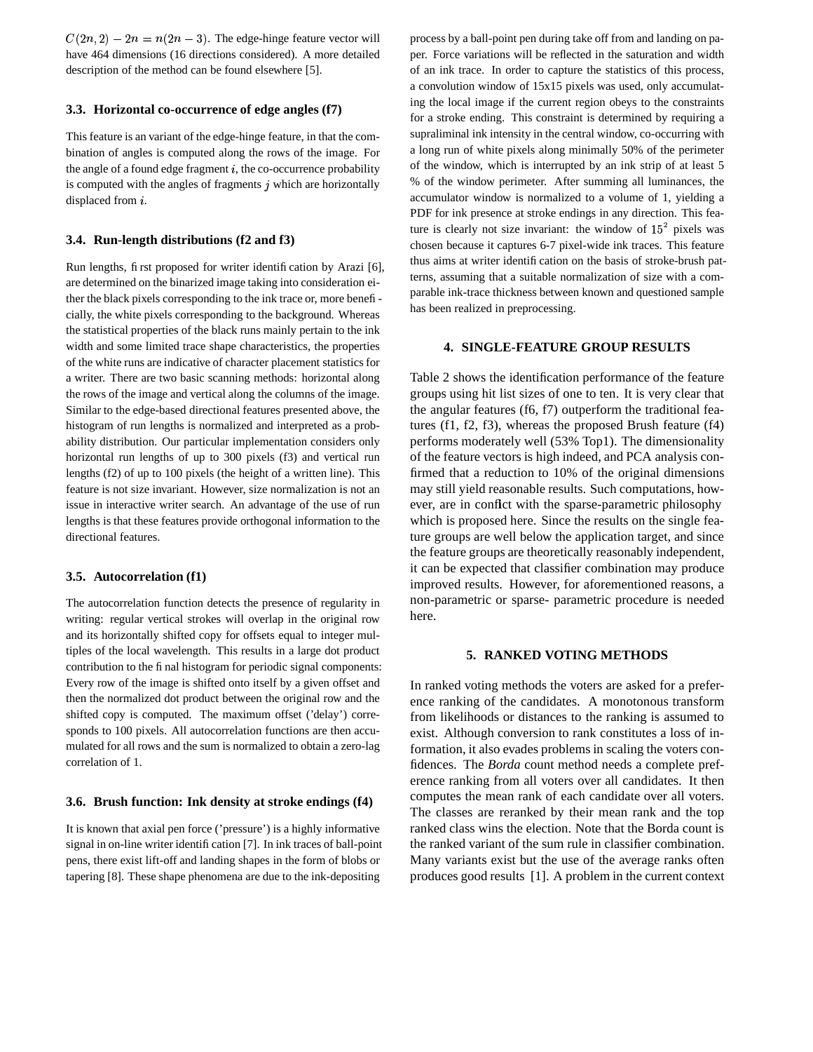$C(2n, 2) - 2n = n(2n - 3)$. The edge-hinge feature vector will have 464 dimensions (16 directions considered). A more detailed description of the method can be found elsewhere [5].

### 3.3. Horizontal co-occurrence of edge angles (f7)

This feature is an variant of the edge-hinge feature, in that the combination of angles is computed along the rows of the image. For the angle of a found edge fragment $i$, the co-occurrence probability is computed with the angles of fragments $j$ which are horizontally displaced from $i$.

### 3.4. Run-length distributions (f2 and f3)

Run lengths, first proposed for writer identification by Arazi [6], are determined on the binarized image taking into consideration either the black pixels corresponding to the ink trace or, more beneficially, the white pixels corresponding to the background. Whereas the statistical properties of the black runs mainly pertain to the ink width and some limited trace shape characteristics, the properties of the white runs are indicative of character placement statistics for a writer. There are two basic scanning methods: horizontal along the rows of the image and vertical along the columns of the image. Similar to the edge-based directional features presented above, the histogram of run lengths is normalized and interpreted as a probability distribution. Our particular implementation considers only horizontal run lengths of up to 300 pixels (f3) and vertical run lengths (f2) of up to 100 pixels (the height of a written line). This feature is not size invariant. However, size normalization is not an issue in interactive writer search. An advantage of the use of run lengths is that these features provide orthogonal information to the directional features.

### 3.5. Autocorrelation (f1)

The autocorrelation function detects the presence of regularity in writing: regular vertical strokes will overlap in the original row and its horizontally shifted copy for offsets equal to integer multiples of the local wavelength. This results in a large dot product contribution to the final histogram for periodic signal components: Every row of the image is shifted onto itself by a given offset and then the normalized dot product between the original row and the shifted copy is computed. The maximum offset ('delay') corresponds to 100 pixels. All autocorrelation functions are then accumulated for all rows and the sum is normalized to obtain a zero-lag correlation of 1.

### 3.6. Brush function: Ink density at stroke endings (f4)

It is known that axial pen force ('pressure') is a highly informative signal in on-line writer identification [7]. In ink traces of ball-point pens, there exist lift-off and landing shapes in the form of blobs or tapering [8]. These shape phenomena are due to the ink-depositing process by a ball-point pen during take off from and landing on paper. Force variations will be reflected in the saturation and width of an ink trace. In order to capture the statistics of this process, a convolution window of 15x15 pixels was used, only accumulating the local image if the current region obeys to the constraints for a stroke ending. This constraint is determined by requiring a supraliminal ink intensity in the central window, co-occurring with a long run of white pixels along minimally 50% of the perimeter of the window, which is interrupted by an ink strip of at least 5 % of the window perimeter. After summing all luminances, the accumulator window is normalized to a volume of 1, yielding a PDF for ink presence at stroke endings in any direction. This feature is clearly not size invariant: the window of $15^2$ pixels was chosen because it captures 6-7 pixel-wide ink traces. This feature thus aims at writer identification on the basis of stroke-brush patterns, assuming that a suitable normalization of size with a comparable ink-trace thickness between known and questioned sample has been realized in preprocessing.

## 4. SINGLE-FEATURE GROUP RESULTS

Table 2 shows the identification performance of the feature groups using hit list sizes of one to ten. It is very clear that the angular features (f6, f7) outperform the traditional features (f1, f2, f3), whereas the proposed Brush feature (f4) performs moderately well (53% Top1). The dimensionality of the feature vectors is high indeed, and PCA analysis confirmed that a reduction to 10% of the original dimensions may still yield reasonable results. Such computations, however, are in conflict with the sparse-parametric philosophy which is proposed here. Since the results on the single feature groups are well below the application target, and since the feature groups are theoretically reasonably independent, it can be expected that classifier combination may produce improved results. However, for aforementioned reasons, a non-parametric or sparse- parametric procedure is needed here.

## 5. RANKED VOTING METHODS

In ranked voting methods the voters are asked for a preference ranking of the candidates. A monotonous transform from likelihoods or distances to the ranking is assumed to exist. Although conversion to rank constitutes a loss of information, it also evades problems in scaling the voters confidences. The *Borda* count method needs a complete preference ranking from all voters over all candidates. It then computes the mean rank of each candidate over all voters. The classes are reranked by their mean rank and the top ranked class wins the election. Note that the Borda count is the ranked variant of the sum rule in classifier combination. Many variants exist but the use of the average ranks often produces good results [1]. A problem in the current context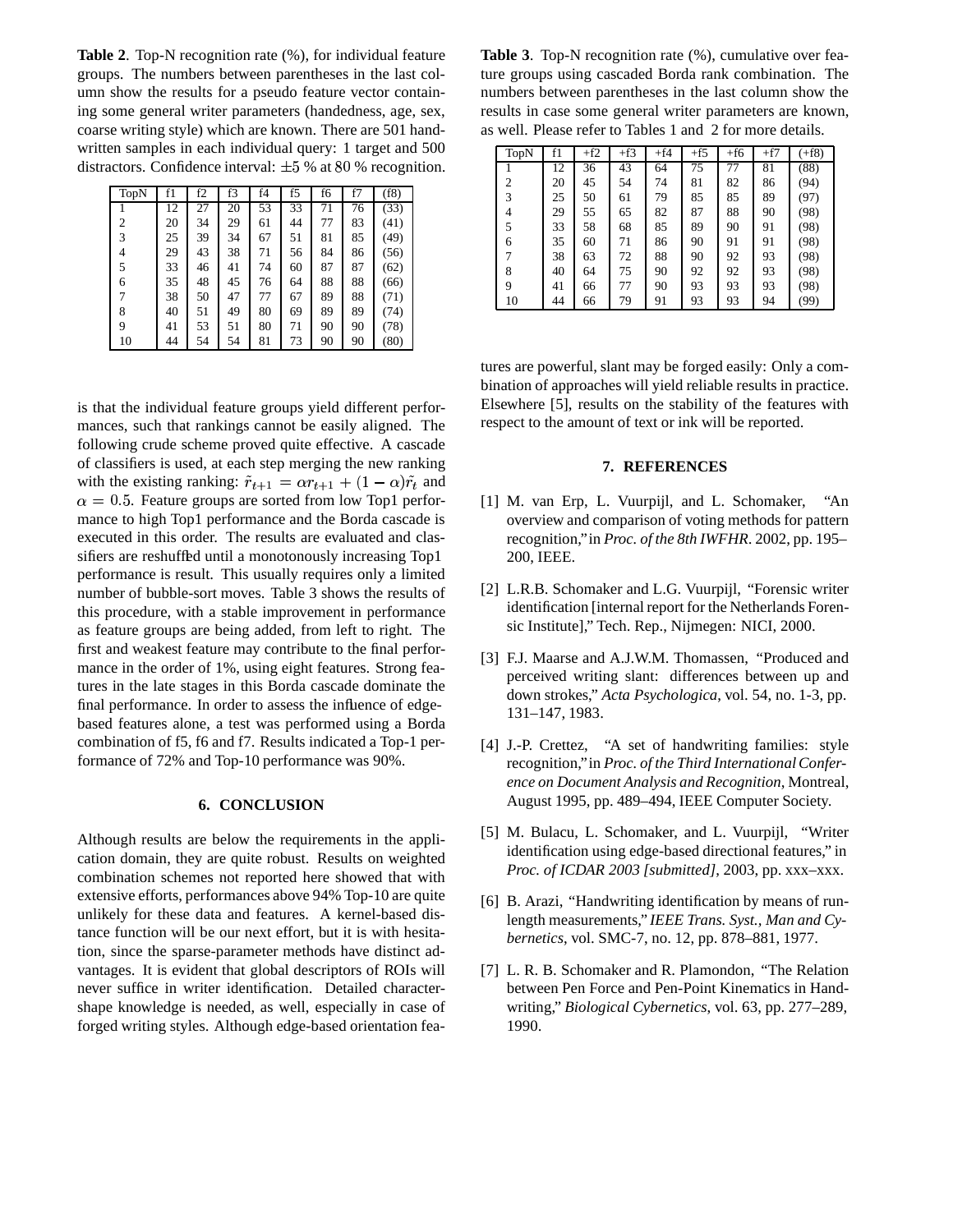**Table 2**. Top-N recognition rate (%), for individual feature groups. The numbers between parentheses in the last column show the results for a pseudo feature vector containing some general writer parameters (handedness, age, sex, coarse writing style) which are known. There are 501 handwritten samples in each individual query: 1 target and 500 distractors. Confidence interval: $\pm 5$ % at $80$ % recognition.

| TopN | f1 | f2 | f3 | f4 | f5 | f6 | f7 | (f8) |
|---|---|---|---|---|---|---|---|---|
| 1 | 12 | 27 | 20 | 53 | 33 | 71 | 76 | (33) |
| 2 | 20 | 34 | 29 | 61 | 44 | 77 | 83 | (41) |
| 3 | 25 | 39 | 34 | 67 | 51 | 81 | 85 | (49) |
| 4 | 29 | 43 | 38 | 71 | 56 | 84 | 86 | (56) |
| 5 | 33 | 46 | 41 | 74 | 60 | 87 | 87 | (62) |
| 6 | 35 | 48 | 45 | 76 | 64 | 88 | 88 | (66) |
| 7 | 38 | 50 | 47 | 77 | 67 | 89 | 88 | (71) |
| 8 | 40 | 51 | 49 | 80 | 69 | 89 | 89 | (74) |
| 9 | 41 | 53 | 51 | 80 | 71 | 90 | 90 | (78) |
| 10 | 44 | 54 | 54 | 81 | 73 | 90 | 90 | (80) |

is that the individual feature groups yield different performances, such that rankings cannot be easily aligned. The following crude scheme proved quite effective. A cascade of classifiers is used, at each step merging the new ranking with the existing ranking: $\tilde{r}_{t+1} = \alpha r_{t+1} + (1 - \alpha)\tilde{r}_t$ and $\alpha = 0.5$. Feature groups are sorted from low Top1 performance to high Top1 performance and the Borda cascade is executed in this order. The results are evaluated and classifiers are reshuffled until a monotonously increasing Top1 performance is result. This usually requires only a limited number of bubble-sort moves. Table 3 shows the results of this procedure, with a stable improvement in performance as feature groups are being added, from left to right. The first and weakest feature may contribute to the final performance in the order of 1%, using eight features. Strong features in the late stages in this Borda cascade dominate the final performance. In order to assess the influence of edge-based features alone, a test was performed using a Borda combination of f5, f6 and f7. Results indicated a Top-1 performance of 72% and Top-10 performance was 90%.

## 6. CONCLUSION

Although results are below the requirements in the application domain, they are quite robust. Results on weighted combination schemes not reported here showed that with extensive efforts, performances above 94% Top-10 are quite unlikely for these data and features. A kernel-based distance function will be our next effort, but it is with hesitation, since the sparse-parameter methods have distinct advantages. It is evident that global descriptors of ROIs will never suffice in writer identification. Detailed character-shape knowledge is needed, as well, especially in case of forged writing styles. Although edge-based orientation features are powerful, slant may be forged easily: Only a combination of approaches will yield reliable results in practice. Elsewhere [5], results on the stability of the features with respect to the amount of text or ink will be reported.

**Table 3**. Top-N recognition rate (%), cumulative over feature groups using cascaded Borda rank combination. The numbers between parentheses in the last column show the results in case some general writer parameters are known, as well. Please refer to Tables 1 and 2 for more details.

| TopN | f1 | +f2 | +f3 | +f4 | +f5 | +f6 | +f7 | (+f8) |
|---|---|---|---|---|---|---|---|---|
| 1 | 12 | 36 | 43 | 64 | 75 | 77 | 81 | (88) |
| 2 | 20 | 45 | 54 | 74 | 81 | 82 | 86 | (94) |
| 3 | 25 | 50 | 61 | 79 | 85 | 85 | 89 | (97) |
| 4 | 29 | 55 | 65 | 82 | 87 | 88 | 90 | (98) |
| 5 | 33 | 58 | 68 | 85 | 89 | 90 | 91 | (98) |
| 6 | 35 | 60 | 71 | 86 | 90 | 91 | 91 | (98) |
| 7 | 38 | 63 | 72 | 88 | 90 | 92 | 93 | (98) |
| 8 | 40 | 64 | 75 | 90 | 92 | 92 | 93 | (98) |
| 9 | 41 | 66 | 77 | 90 | 93 | 93 | 93 | (98) |
| 10 | 44 | 66 | 79 | 91 | 93 | 93 | 94 | (99) |

## 7. REFERENCES

[1] M. van Erp, L. Vuurpijl, and L. Schomaker, "An overview and comparison of voting methods for pattern recognition," in *Proc. of the 8th IWFHR*. 2002, pp. 195–200, IEEE.

[2] L.R.B. Schomaker and L.G. Vuurpijl, "Forensic writer identification [internal report for the Netherlands Forensic Institute]," Tech. Rep., Nijmegen: NICI, 2000.

[3] F.J. Maarse and A.J.W.M. Thomassen, "Produced and perceived writing slant: differences between up and down strokes," *Acta Psychologica*, vol. 54, no. 1-3, pp. 131–147, 1983.

[4] J.-P. Crettez, "A set of handwriting families: style recognition," in *Proc. of the Third International Conference on Document Analysis and Recognition*, Montreal, August 1995, pp. 489–494, IEEE Computer Society.

[5] M. Bulacu, L. Schomaker, and L. Vuurpijl, "Writer identification using edge-based directional features," in *Proc. of ICDAR 2003 [submitted]*, 2003, pp. xxx–xxx.

[6] B. Arazi, "Handwriting identification by means of run-length measurements," *IEEE Trans. Syst., Man and Cybernetics*, vol. SMC-7, no. 12, pp. 878–881, 1977.

[7] L. R. B. Schomaker and R. Plamondon, "The Relation between Pen Force and Pen-Point Kinematics in Handwriting," *Biological Cybernetics*, vol. 63, pp. 277–289, 1990.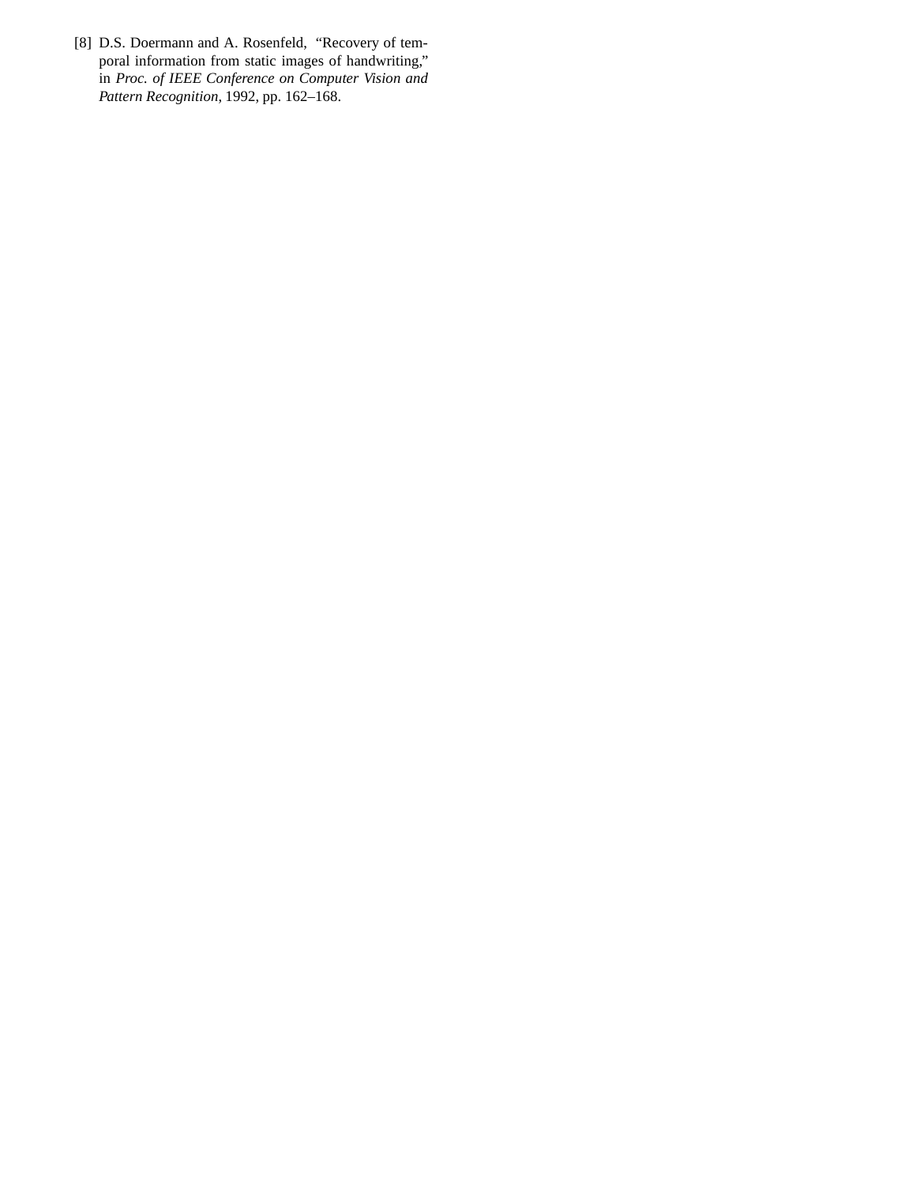[8] D.S. Doermann and A. Rosenfeld, "Recovery of temporal information from static images of handwriting," in *Proc. of IEEE Conference on Computer Vision and Pattern Recognition*, 1992, pp. 162–168.